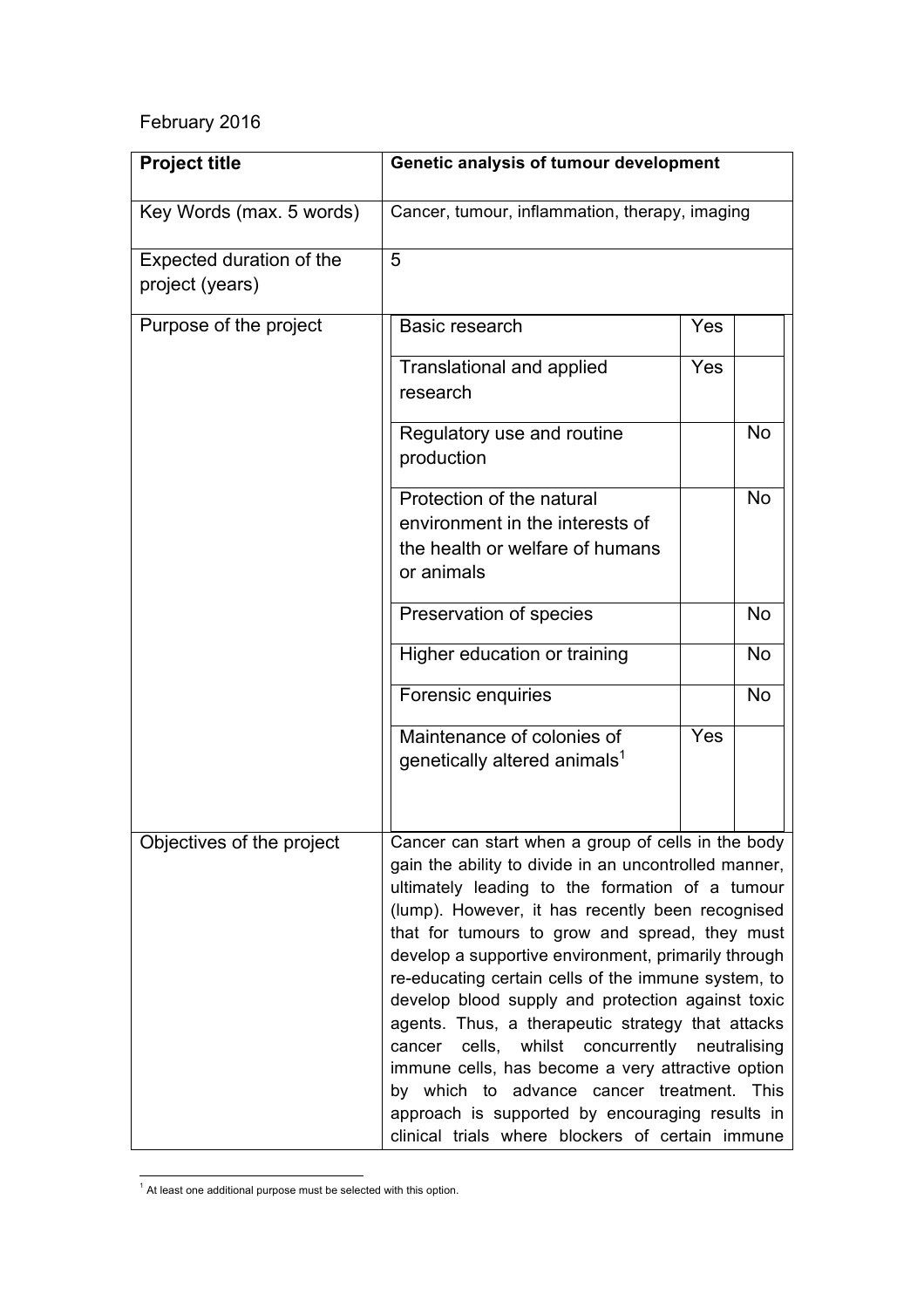February 2016

| **Project title** | **Genetic analysis of tumour development** | | |
|---|---|---|---|
| Key Words (max. 5 words) | Cancer, tumour, inflammation, therapy, imaging | | |
| Expected duration of the project (years) | 5 | | |
| Purpose of the project | Basic research | Yes | |
| | Translational and applied research | Yes | |
| | Regulatory use and routine production | | No |
| | Protection of the natural environment in the interests of the health or welfare of humans or animals | | No |
| | Preservation of species | | No |
| | Higher education or training | | No |
| | Forensic enquiries | | No |
| | Maintenance of colonies of genetically altered animals[1] | Yes | |
| Objectives of the project | Cancer can start when a group of cells in the body gain the ability to divide in an uncontrolled manner, ultimately leading to the formation of a tumour (lump). However, it has recently been recognised that for tumours to grow and spread, they must develop a supportive environment, primarily through re-educating certain cells of the immune system, to develop blood supply and protection against toxic agents. Thus, a therapeutic strategy that attacks cancer cells, whilst concurrently neutralising immune cells, has become a very attractive option by which to advance cancer treatment. This approach is supported by encouraging results in clinical trials where blockers of certain immune | | |

[1] At least one additional purpose must be selected with this option.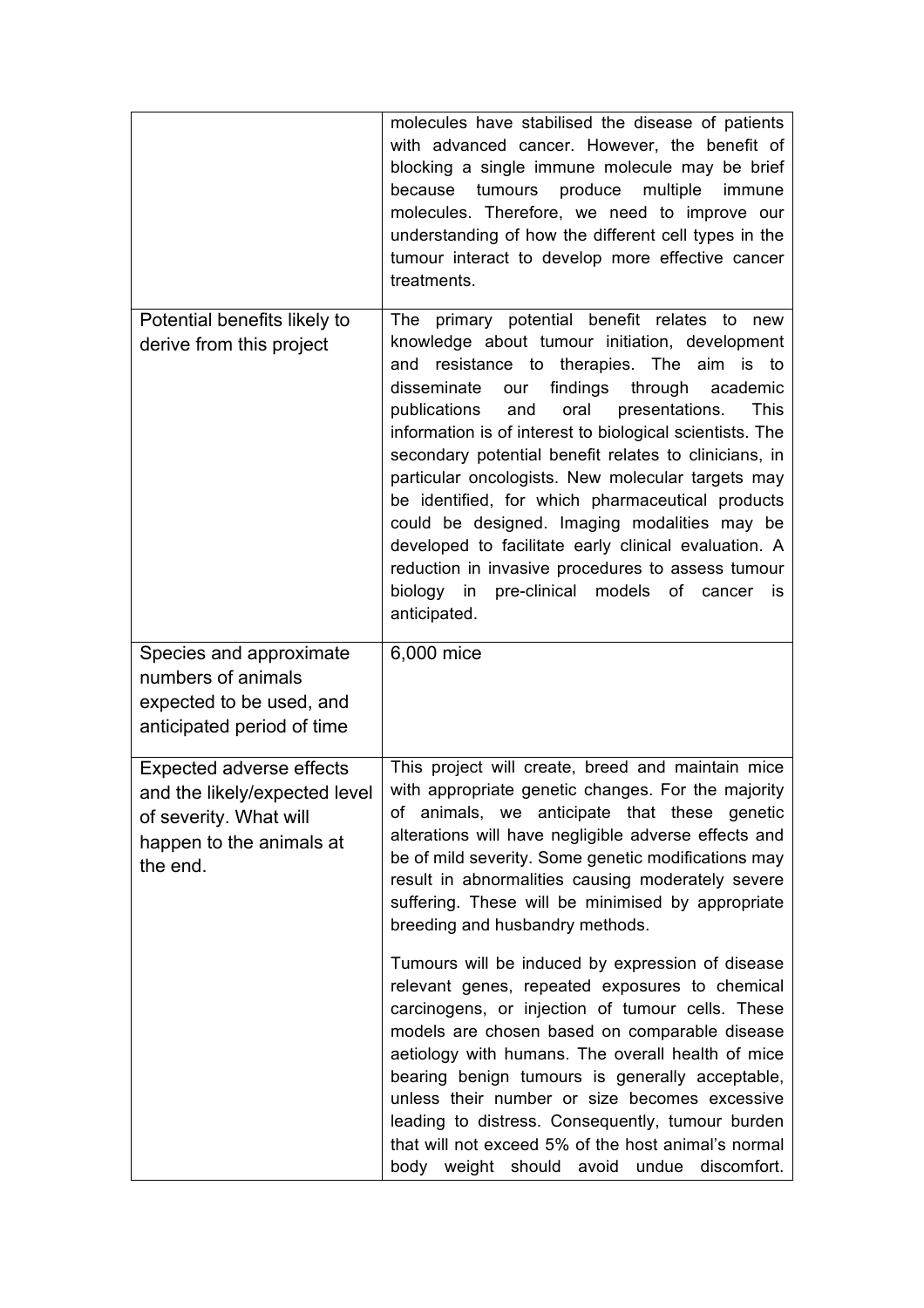| | |
|---|---|
| | molecules have stabilised the disease of patients with advanced cancer. However, the benefit of blocking a single immune molecule may be brief because tumours produce multiple immune molecules. Therefore, we need to improve our understanding of how the different cell types in the tumour interact to develop more effective cancer treatments. |
| Potential benefits likely to derive from this project | The primary potential benefit relates to new knowledge about tumour initiation, development and resistance to therapies. The aim is to disseminate our findings through academic publications and oral presentations. This information is of interest to biological scientists. The secondary potential benefit relates to clinicians, in particular oncologists. New molecular targets may be identified, for which pharmaceutical products could be designed. Imaging modalities may be developed to facilitate early clinical evaluation. A reduction in invasive procedures to assess tumour biology in pre-clinical models of cancer is anticipated. |
| Species and approximate numbers of animals expected to be used, and anticipated period of time | 6,000 mice |
| Expected adverse effects and the likely/expected level of severity. What will happen to the animals at the end. | This project will create, breed and maintain mice with appropriate genetic changes. For the majority of animals, we anticipate that these genetic alterations will have negligible adverse effects and be of mild severity. Some genetic modifications may result in abnormalities causing moderately severe suffering. These will be minimised by appropriate breeding and husbandry methods.<br><br>Tumours will be induced by expression of disease relevant genes, repeated exposures to chemical carcinogens, or injection of tumour cells. These models are chosen based on comparable disease aetiology with humans. The overall health of mice bearing benign tumours is generally acceptable, unless their number or size becomes excessive leading to distress. Consequently, tumour burden that will not exceed 5% of the host animal's normal body weight should avoid undue discomfort. |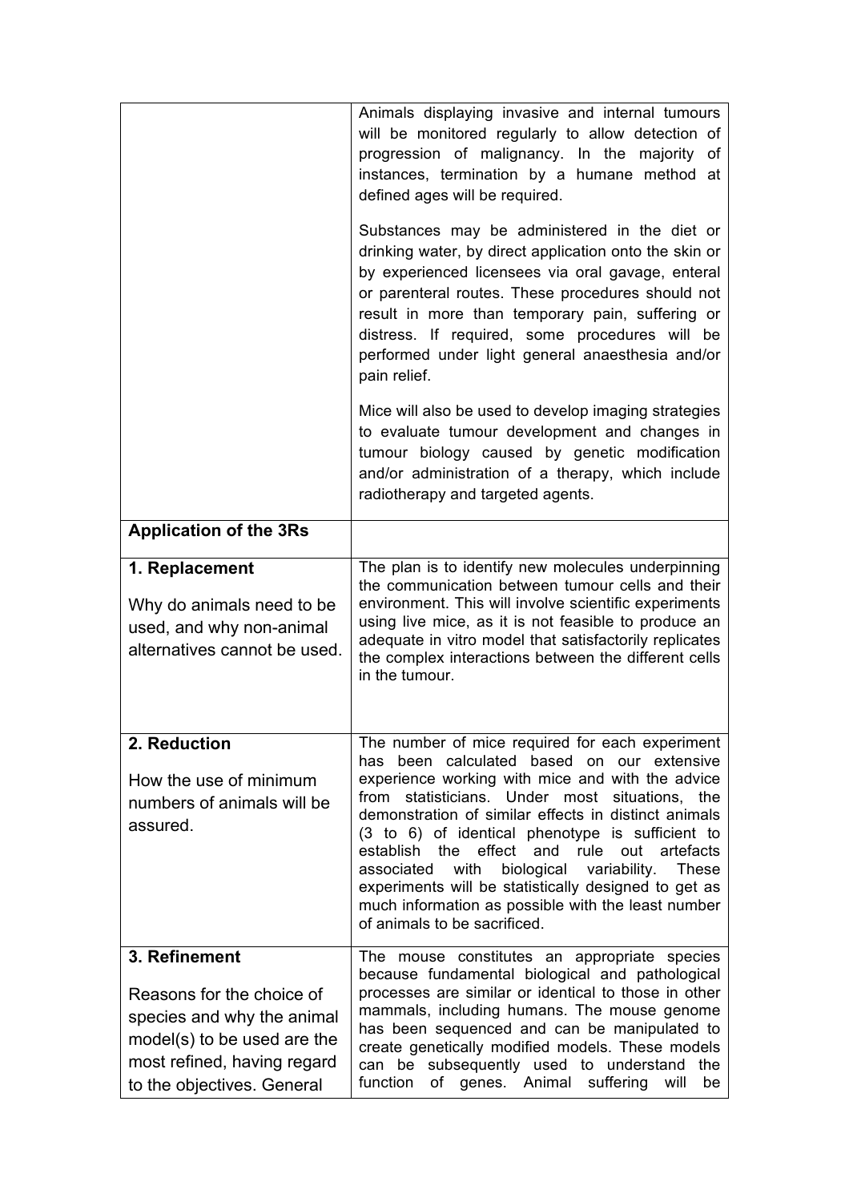| | |
|---|---|
| | Animals displaying invasive and internal tumours will be monitored regularly to allow detection of progression of malignancy. In the majority of instances, termination by a humane method at defined ages will be required.<br><br>Substances may be administered in the diet or drinking water, by direct application onto the skin or by experienced licensees via oral gavage, enteral or parenteral routes. These procedures should not result in more than temporary pain, suffering or distress. If required, some procedures will be performed under light general anaesthesia and/or pain relief.<br><br>Mice will also be used to develop imaging strategies to evaluate tumour development and changes in tumour biology caused by genetic modification and/or administration of a therapy, which include radiotherapy and targeted agents. |
| **Application of the 3Rs** | |
| **1. Replacement**<br><br>Why do animals need to be used, and why non-animal alternatives cannot be used. | The plan is to identify new molecules underpinning the communication between tumour cells and their environment. This will involve scientific experiments using live mice, as it is not feasible to produce an adequate in vitro model that satisfactorily replicates the complex interactions between the different cells in the tumour. |
| **2. Reduction**<br><br>How the use of minimum numbers of animals will be assured. | The number of mice required for each experiment has been calculated based on our extensive experience working with mice and with the advice from statisticians. Under most situations, the demonstration of similar effects in distinct animals (3 to 6) of identical phenotype is sufficient to establish the effect and rule out artefacts associated with biological variability. These experiments will be statistically designed to get as much information as possible with the least number of animals to be sacrificed. |
| **3. Refinement**<br><br>Reasons for the choice of species and why the animal model(s) to be used are the most refined, having regard to the objectives. General | The mouse constitutes an appropriate species because fundamental biological and pathological processes are similar or identical to those in other mammals, including humans. The mouse genome has been sequenced and can be manipulated to create genetically modified models. These models can be subsequently used to understand the function of genes. Animal suffering will be |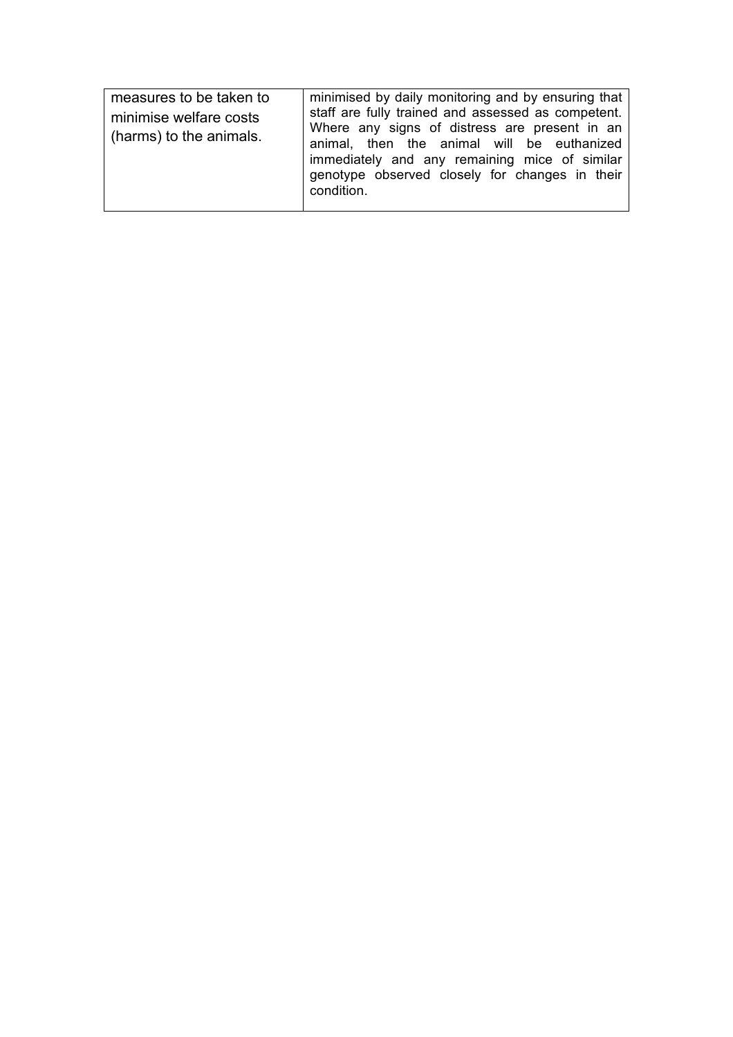| | |
|---|---|
| measures to be taken to minimise welfare costs (harms) to the animals. | minimised by daily monitoring and by ensuring that staff are fully trained and assessed as competent. Where any signs of distress are present in an animal, then the animal will be euthanized immediately and any remaining mice of similar genotype observed closely for changes in their condition. |